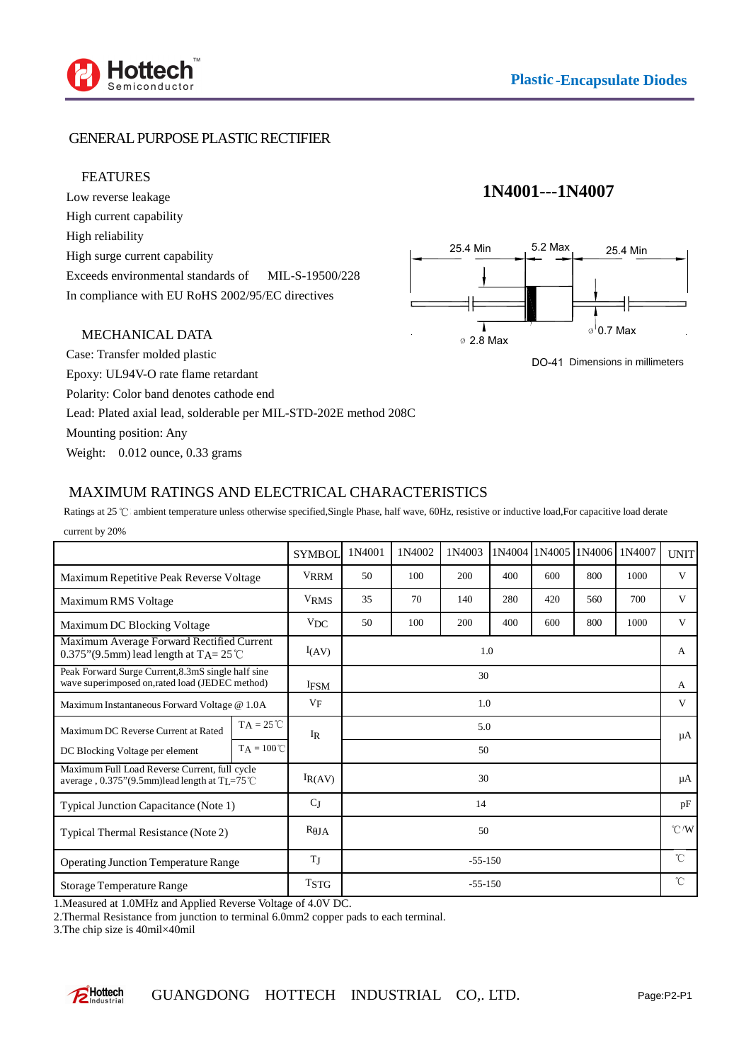Plastic-Encapsulate Diodes

# GENERAL PURPOSE PLASTIC RECTIFIER

## 1N4001---1N4007

### FEATURES

- Low reverse leakage
- High current capability
- High reliability
- High surge current capability
- Exceeds environmental standards of MIL-S-19500/228
- In compliance with EU RoHS 2002/95/EC directives

25.4 Min　5.2 Max　25.4 Min　⌀ 2.8 Max　⌀ 0.7 Max

DO-41 Dimensions in millimeters

### MECHANICAL DATA

- Case: Transfer molded plastic
- Epoxy: UL94V-O rate flame retardant
- Polarity: Color band denotes cathode end
- Lead: Plated axial lead, solderable per MIL-STD-202E method 208C
- Mounting position: Any
- Weight: 0.012 ounce, 0.33 grams

## MAXIMUM RATINGS AND ELECTRICAL CHARACTERISTICS

Ratings at 25 ℃ ambient temperature unless otherwise specified,Single Phase, half wave, 60Hz, resistive or inductive load,For capacitive load derate current by 20%

| | | SYMBOL | 1N4001 | 1N4002 | 1N4003 | 1N4004 | 1N4005 | 1N4006 | 1N4007 | UNIT |
|---|---|---|---|---|---|---|---|---|---|---|
| Maximum Repetitive Peak Reverse Voltage | | $V_{RRM}$ | 50 | 100 | 200 | 400 | 600 | 800 | 1000 | V |
| Maximum RMS Voltage | | $V_{RMS}$ | 35 | 70 | 140 | 280 | 420 | 560 | 700 | V |
| Maximum DC Blocking Voltage | | $V_{DC}$ | 50 | 100 | 200 | 400 | 600 | 800 | 1000 | V |
| Maximum Average Forward Rectified Current 0.375"(9.5mm) lead length at $T_A$= 25 ℃ | | $I_{(AV)}$ | 1.0 | | | | | | | A |
| Peak Forward Surge Current,8.3mS single half sine wave superimposed on,rated load (JEDEC method) | | $I_{FSM}$ | 30 | | | | | | | A |
| Maximum Instantaneous Forward Voltage @ 1.0A | | $V_F$ | 1.0 | | | | | | | V |
| Maximum DC Reverse Current at Rated | TA = 25℃ | $I_R$ | 5.0 | | | | | | | μA |
| DC Blocking Voltage per element | TA = 100℃ | | 50 | | | | | | | |
| Maximum Full Load Reverse Current, full cycle average , 0.375"(9.5mm)lead length at $T_L$=75℃ | | $I_{R(AV)}$ | 30 | | | | | | | μA |
| Typical Junction Capacitance (Note 1) | | $C_J$ | 14 | | | | | | | pF |
| Typical Thermal Resistance (Note 2) | | $R_{\theta JA}$ | 50 | | | | | | | ℃/W |
| Operating Junction Temperature Range | | $T_J$ | -55-150 | | | | | | | ℃ |
| Storage Temperature Range | | $T_{STG}$ | -55-150 | | | | | | | ℃ |

1.Measured at 1.0MHz and Applied Reverse Voltage of 4.0V DC.

2.Thermal Resistance from junction to terminal 6.0mm2 copper pads to each terminal.

3.The chip size is 40mil×40mil

GUANGDONG HOTTECH INDUSTRIAL CO,. LTD.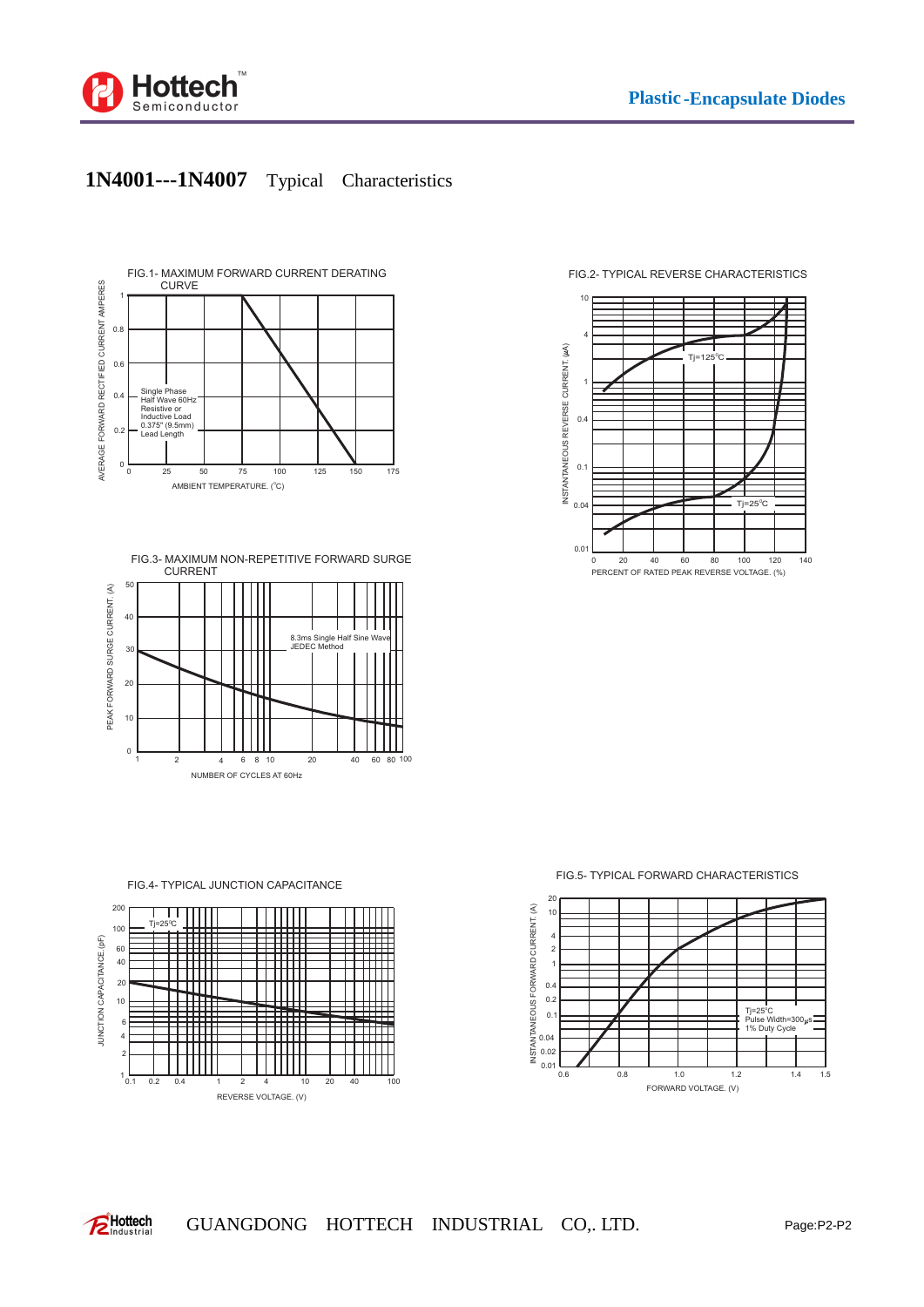## 1N4001---1N4007 Typical Characteristics

FIG.1- MAXIMUM FORWARD CURRENT DERATING CURVE

AVERAGE FORWARD RECTIFIED CURRENT AMPERES

1
0.8
0.6
0.4
0.2
0

Single Phase
Half Wave 60Hz
Resistive or
Inductive Load
0.375" (9.5mm)
Lead Length

0 25 50 75 100 125 150 175

AMBIENT TEMPERATURE. (°C)

FIG.2- TYPICAL REVERSE CHARACTERISTICS

INSTANTANEOUS REVERSE CURRENT. (μA)

10
4
1
0.4
0.1
0.04
0.01

Tj=125°C

Tj=25°C

0 20 40 60 80 100 120 140

PERCENT OF RATED PEAK REVERSE VOLTAGE. (%)

FIG.3- MAXIMUM NON-REPETITIVE FORWARD SURGE CURRENT

PEAK FORWARD SURGE CURRENT. (A)

50
40
30
20
10
0

8.3ms Single Half Sine Wave
JEDEC Method

1 2 4 6 8 10 20 40 60 80 100

NUMBER OF CYCLES AT 60Hz

FIG.4- TYPICAL JUNCTION CAPACITANCE

JUNCTION CAPACITANCE.(pF)

200
100
60
40
20
10
6
4
2
1

Tj=25°C

0.1 0.2 0.4 1 2 4 10 20 40 100

REVERSE VOLTAGE. (V)

FIG.5- TYPICAL FORWARD CHARACTERISTICS

INSTANTANEOUS FORWARD CURRENT. (A)

20
10
4
2
1
0.4
0.2
0.1
0.04
0.02
0.01

Tj=25°C
Pulse Width=300μs
1% Duty Cycle

0.6 0.8 1.0 1.2 1.4 1.5

FORWARD VOLTAGE. (V)